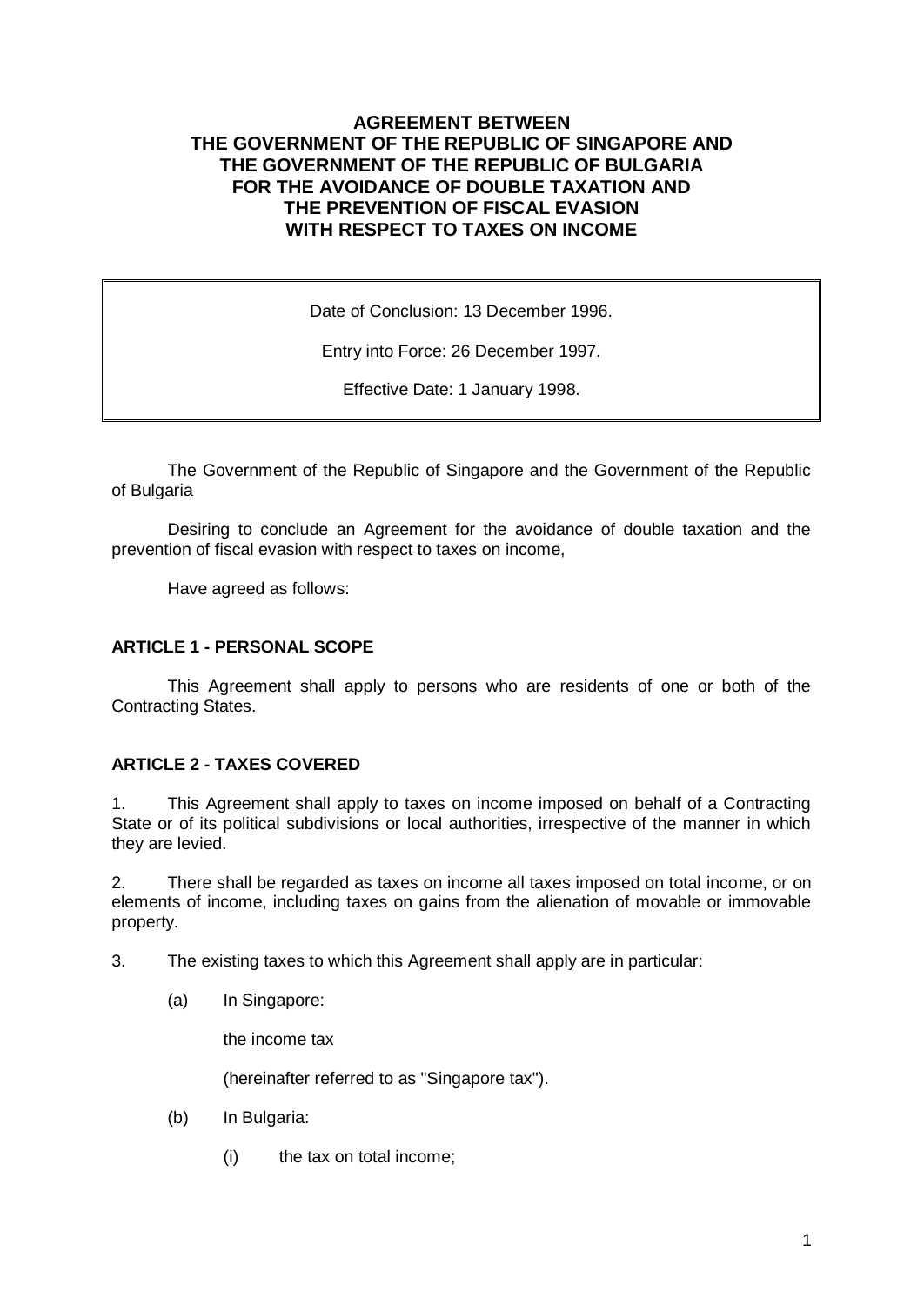# AGREEMENT BETWEEN THE GOVERNMENT OF THE REPUBLIC OF SINGAPORE AND THE GOVERNMENT OF THE REPUBLIC OF BULGARIA FOR THE AVOIDANCE OF DOUBLE TAXATION AND THE PREVENTION OF FISCAL EVASION WITH RESPECT TO TAXES ON INCOME

Date of Conclusion: 13 December 1996.

Entry into Force: 26 December 1997.

Effective Date: 1 January 1998.

The Government of the Republic of Singapore and the Government of the Republic of Bulgaria

Desiring to conclude an Agreement for the avoidance of double taxation and the prevention of fiscal evasion with respect to taxes on income,

Have agreed as follows:

## ARTICLE 1 - PERSONAL SCOPE

This Agreement shall apply to persons who are residents of one or both of the Contracting States.

## ARTICLE 2 - TAXES COVERED

1. This Agreement shall apply to taxes on income imposed on behalf of a Contracting State or of its political subdivisions or local authorities, irrespective of the manner in which they are levied.

2. There shall be regarded as taxes on income all taxes imposed on total income, or on elements of income, including taxes on gains from the alienation of movable or immovable property.

3. The existing taxes to which this Agreement shall apply are in particular:

   (a) In Singapore:

      the income tax

      (hereinafter referred to as "Singapore tax").

   (b) In Bulgaria:

      (i) the tax on total income;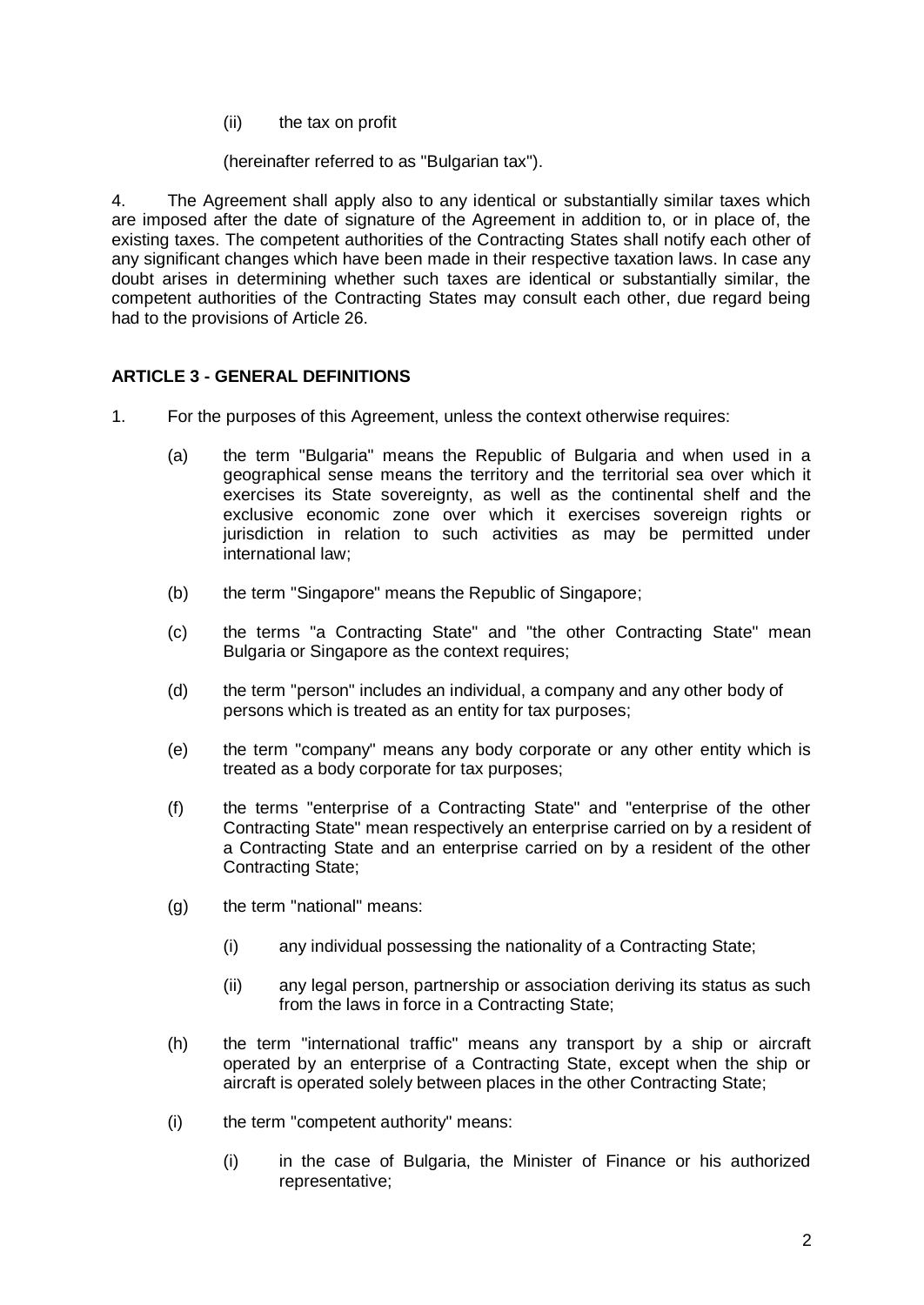(ii) the tax on profit

(hereinafter referred to as "Bulgarian tax").

4. The Agreement shall apply also to any identical or substantially similar taxes which are imposed after the date of signature of the Agreement in addition to, or in place of, the existing taxes. The competent authorities of the Contracting States shall notify each other of any significant changes which have been made in their respective taxation laws. In case any doubt arises in determining whether such taxes are identical or substantially similar, the competent authorities of the Contracting States may consult each other, due regard being had to the provisions of Article 26.

### ARTICLE 3 - GENERAL DEFINITIONS

1. For the purposes of this Agreement, unless the context otherwise requires:

   (a) the term "Bulgaria" means the Republic of Bulgaria and when used in a geographical sense means the territory and the territorial sea over which it exercises its State sovereignty, as well as the continental shelf and the exclusive economic zone over which it exercises sovereign rights or jurisdiction in relation to such activities as may be permitted under international law;

   (b) the term "Singapore" means the Republic of Singapore;

   (c) the terms "a Contracting State" and "the other Contracting State" mean Bulgaria or Singapore as the context requires;

   (d) the term "person" includes an individual, a company and any other body of persons which is treated as an entity for tax purposes;

   (e) the term "company" means any body corporate or any other entity which is treated as a body corporate for tax purposes;

   (f) the terms "enterprise of a Contracting State" and "enterprise of the other Contracting State" mean respectively an enterprise carried on by a resident of a Contracting State and an enterprise carried on by a resident of the other Contracting State;

   (g) the term "national" means:

      (i) any individual possessing the nationality of a Contracting State;

      (ii) any legal person, partnership or association deriving its status as such from the laws in force in a Contracting State;

   (h) the term "international traffic" means any transport by a ship or aircraft operated by an enterprise of a Contracting State, except when the ship or aircraft is operated solely between places in the other Contracting State;

   (i) the term "competent authority" means:

      (i) in the case of Bulgaria, the Minister of Finance or his authorized representative;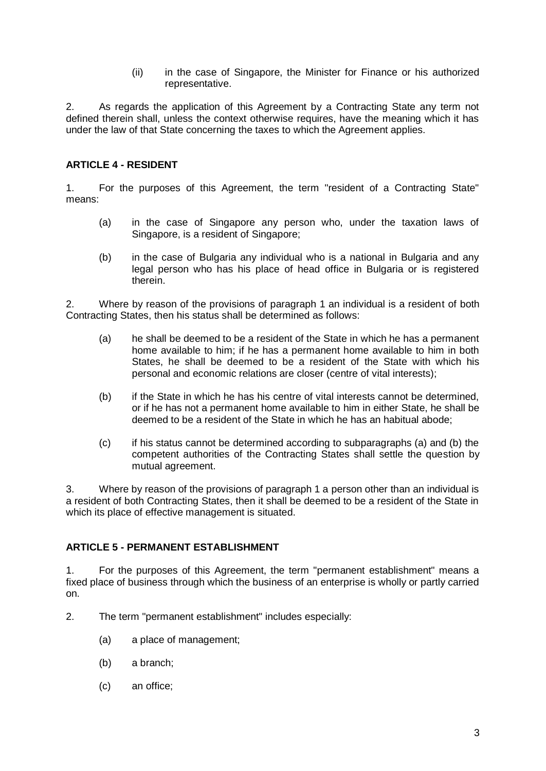(ii) in the case of Singapore, the Minister for Finance or his authorized representative.

2. As regards the application of this Agreement by a Contracting State any term not defined therein shall, unless the context otherwise requires, have the meaning which it has under the law of that State concerning the taxes to which the Agreement applies.

### ARTICLE 4 - RESIDENT

1. For the purposes of this Agreement, the term "resident of a Contracting State" means:

   (a) in the case of Singapore any person who, under the taxation laws of Singapore, is a resident of Singapore;

   (b) in the case of Bulgaria any individual who is a national in Bulgaria and any legal person who has his place of head office in Bulgaria or is registered therein.

2. Where by reason of the provisions of paragraph 1 an individual is a resident of both Contracting States, then his status shall be determined as follows:

   (a) he shall be deemed to be a resident of the State in which he has a permanent home available to him; if he has a permanent home available to him in both States, he shall be deemed to be a resident of the State with which his personal and economic relations are closer (centre of vital interests);

   (b) if the State in which he has his centre of vital interests cannot be determined, or if he has not a permanent home available to him in either State, he shall be deemed to be a resident of the State in which he has an habitual abode;

   (c) if his status cannot be determined according to subparagraphs (a) and (b) the competent authorities of the Contracting States shall settle the question by mutual agreement.

3. Where by reason of the provisions of paragraph 1 a person other than an individual is a resident of both Contracting States, then it shall be deemed to be a resident of the State in which its place of effective management is situated.

### ARTICLE 5 - PERMANENT ESTABLISHMENT

1. For the purposes of this Agreement, the term "permanent establishment" means a fixed place of business through which the business of an enterprise is wholly or partly carried on.

2. The term "permanent establishment" includes especially:

   (a) a place of management;

   (b) a branch;

   (c) an office;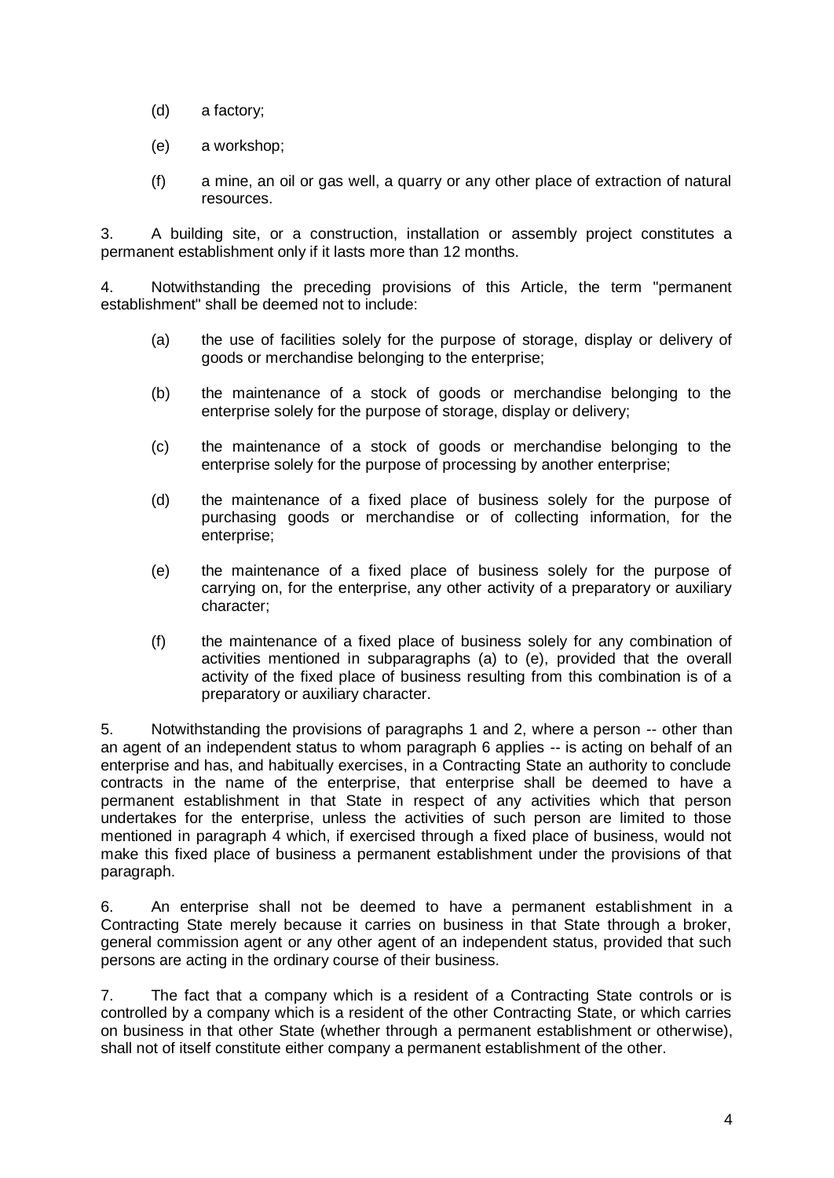(d) a factory;

(e) a workshop;

(f) a mine, an oil or gas well, a quarry or any other place of extraction of natural resources.

3. A building site, or a construction, installation or assembly project constitutes a permanent establishment only if it lasts more than 12 months.

4. Notwithstanding the preceding provisions of this Article, the term "permanent establishment" shall be deemed not to include:

(a) the use of facilities solely for the purpose of storage, display or delivery of goods or merchandise belonging to the enterprise;

(b) the maintenance of a stock of goods or merchandise belonging to the enterprise solely for the purpose of storage, display or delivery;

(c) the maintenance of a stock of goods or merchandise belonging to the enterprise solely for the purpose of processing by another enterprise;

(d) the maintenance of a fixed place of business solely for the purpose of purchasing goods or merchandise or of collecting information, for the enterprise;

(e) the maintenance of a fixed place of business solely for the purpose of carrying on, for the enterprise, any other activity of a preparatory or auxiliary character;

(f) the maintenance of a fixed place of business solely for any combination of activities mentioned in subparagraphs (a) to (e), provided that the overall activity of the fixed place of business resulting from this combination is of a preparatory or auxiliary character.

5. Notwithstanding the provisions of paragraphs 1 and 2, where a person -- other than an agent of an independent status to whom paragraph 6 applies -- is acting on behalf of an enterprise and has, and habitually exercises, in a Contracting State an authority to conclude contracts in the name of the enterprise, that enterprise shall be deemed to have a permanent establishment in that State in respect of any activities which that person undertakes for the enterprise, unless the activities of such person are limited to those mentioned in paragraph 4 which, if exercised through a fixed place of business, would not make this fixed place of business a permanent establishment under the provisions of that paragraph.

6. An enterprise shall not be deemed to have a permanent establishment in a Contracting State merely because it carries on business in that State through a broker, general commission agent or any other agent of an independent status, provided that such persons are acting in the ordinary course of their business.

7. The fact that a company which is a resident of a Contracting State controls or is controlled by a company which is a resident of the other Contracting State, or which carries on business in that other State (whether through a permanent establishment or otherwise), shall not of itself constitute either company a permanent establishment of the other.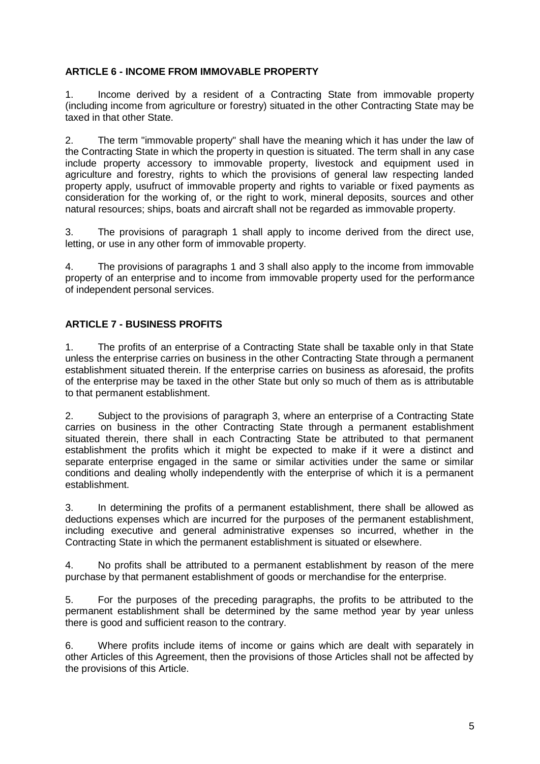## ARTICLE 6 - INCOME FROM IMMOVABLE PROPERTY

1. Income derived by a resident of a Contracting State from immovable property (including income from agriculture or forestry) situated in the other Contracting State may be taxed in that other State.

2. The term "immovable property" shall have the meaning which it has under the law of the Contracting State in which the property in question is situated. The term shall in any case include property accessory to immovable property, livestock and equipment used in agriculture and forestry, rights to which the provisions of general law respecting landed property apply, usufruct of immovable property and rights to variable or fixed payments as consideration for the working of, or the right to work, mineral deposits, sources and other natural resources; ships, boats and aircraft shall not be regarded as immovable property.

3. The provisions of paragraph 1 shall apply to income derived from the direct use, letting, or use in any other form of immovable property.

4. The provisions of paragraphs 1 and 3 shall also apply to the income from immovable property of an enterprise and to income from immovable property used for the performance of independent personal services.

## ARTICLE 7 - BUSINESS PROFITS

1. The profits of an enterprise of a Contracting State shall be taxable only in that State unless the enterprise carries on business in the other Contracting State through a permanent establishment situated therein. If the enterprise carries on business as aforesaid, the profits of the enterprise may be taxed in the other State but only so much of them as is attributable to that permanent establishment.

2. Subject to the provisions of paragraph 3, where an enterprise of a Contracting State carries on business in the other Contracting State through a permanent establishment situated therein, there shall in each Contracting State be attributed to that permanent establishment the profits which it might be expected to make if it were a distinct and separate enterprise engaged in the same or similar activities under the same or similar conditions and dealing wholly independently with the enterprise of which it is a permanent establishment.

3. In determining the profits of a permanent establishment, there shall be allowed as deductions expenses which are incurred for the purposes of the permanent establishment, including executive and general administrative expenses so incurred, whether in the Contracting State in which the permanent establishment is situated or elsewhere.

4. No profits shall be attributed to a permanent establishment by reason of the mere purchase by that permanent establishment of goods or merchandise for the enterprise.

5. For the purposes of the preceding paragraphs, the profits to be attributed to the permanent establishment shall be determined by the same method year by year unless there is good and sufficient reason to the contrary.

6. Where profits include items of income or gains which are dealt with separately in other Articles of this Agreement, then the provisions of those Articles shall not be affected by the provisions of this Article.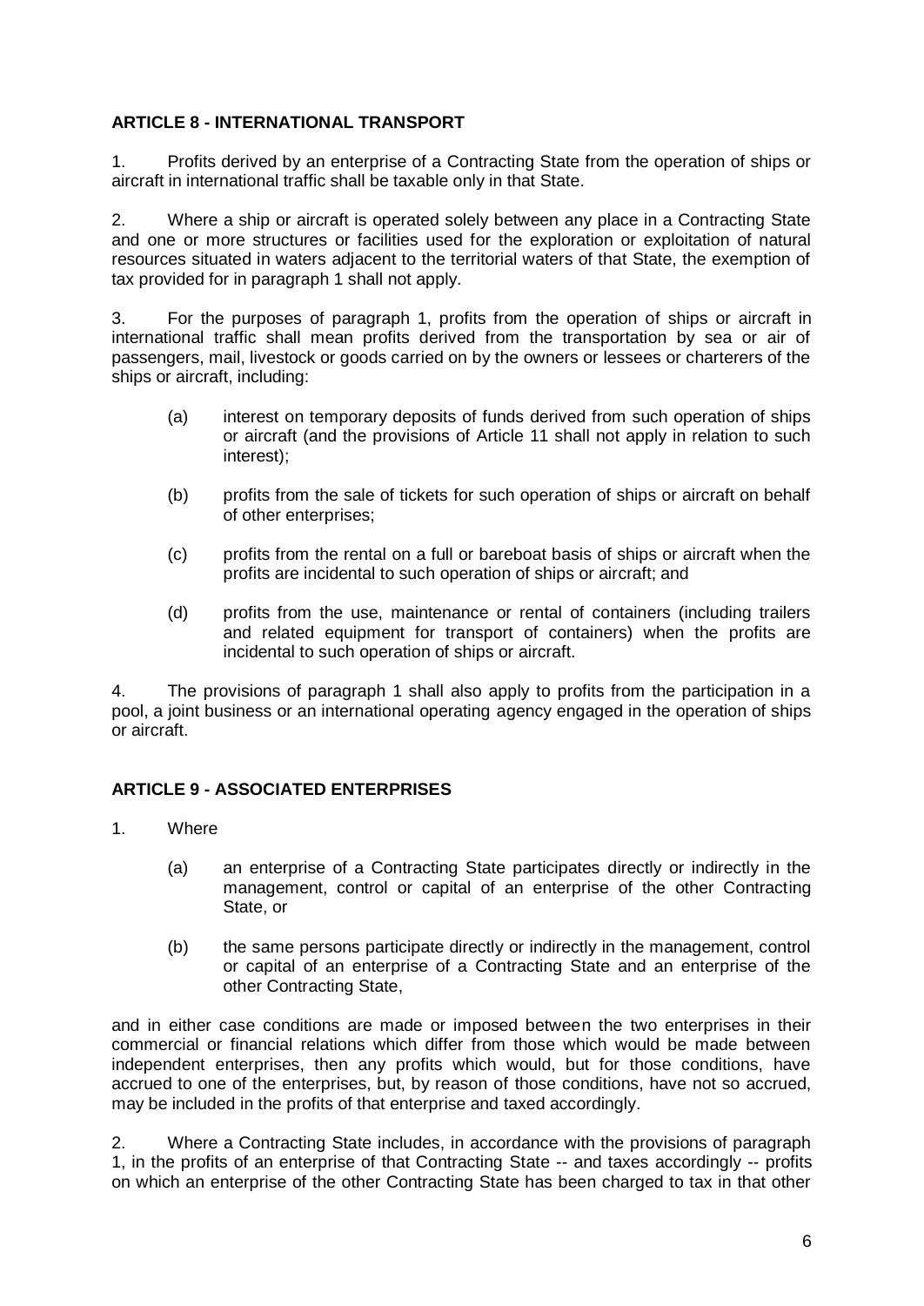## ARTICLE 8 - INTERNATIONAL TRANSPORT

1. Profits derived by an enterprise of a Contracting State from the operation of ships or aircraft in international traffic shall be taxable only in that State.

2. Where a ship or aircraft is operated solely between any place in a Contracting State and one or more structures or facilities used for the exploration or exploitation of natural resources situated in waters adjacent to the territorial waters of that State, the exemption of tax provided for in paragraph 1 shall not apply.

3. For the purposes of paragraph 1, profits from the operation of ships or aircraft in international traffic shall mean profits derived from the transportation by sea or air of passengers, mail, livestock or goods carried on by the owners or lessees or charterers of the ships or aircraft, including:

   (a) interest on temporary deposits of funds derived from such operation of ships or aircraft (and the provisions of Article 11 shall not apply in relation to such interest);

   (b) profits from the sale of tickets for such operation of ships or aircraft on behalf of other enterprises;

   (c) profits from the rental on a full or bareboat basis of ships or aircraft when the profits are incidental to such operation of ships or aircraft; and

   (d) profits from the use, maintenance or rental of containers (including trailers and related equipment for transport of containers) when the profits are incidental to such operation of ships or aircraft.

4. The provisions of paragraph 1 shall also apply to profits from the participation in a pool, a joint business or an international operating agency engaged in the operation of ships or aircraft.

## ARTICLE 9 - ASSOCIATED ENTERPRISES

1. Where

   (a) an enterprise of a Contracting State participates directly or indirectly in the management, control or capital of an enterprise of the other Contracting State, or

   (b) the same persons participate directly or indirectly in the management, control or capital of an enterprise of a Contracting State and an enterprise of the other Contracting State,

and in either case conditions are made or imposed between the two enterprises in their commercial or financial relations which differ from those which would be made between independent enterprises, then any profits which would, but for those conditions, have accrued to one of the enterprises, but, by reason of those conditions, have not so accrued, may be included in the profits of that enterprise and taxed accordingly.

2. Where a Contracting State includes, in accordance with the provisions of paragraph 1, in the profits of an enterprise of that Contracting State -- and taxes accordingly -- profits on which an enterprise of the other Contracting State has been charged to tax in that other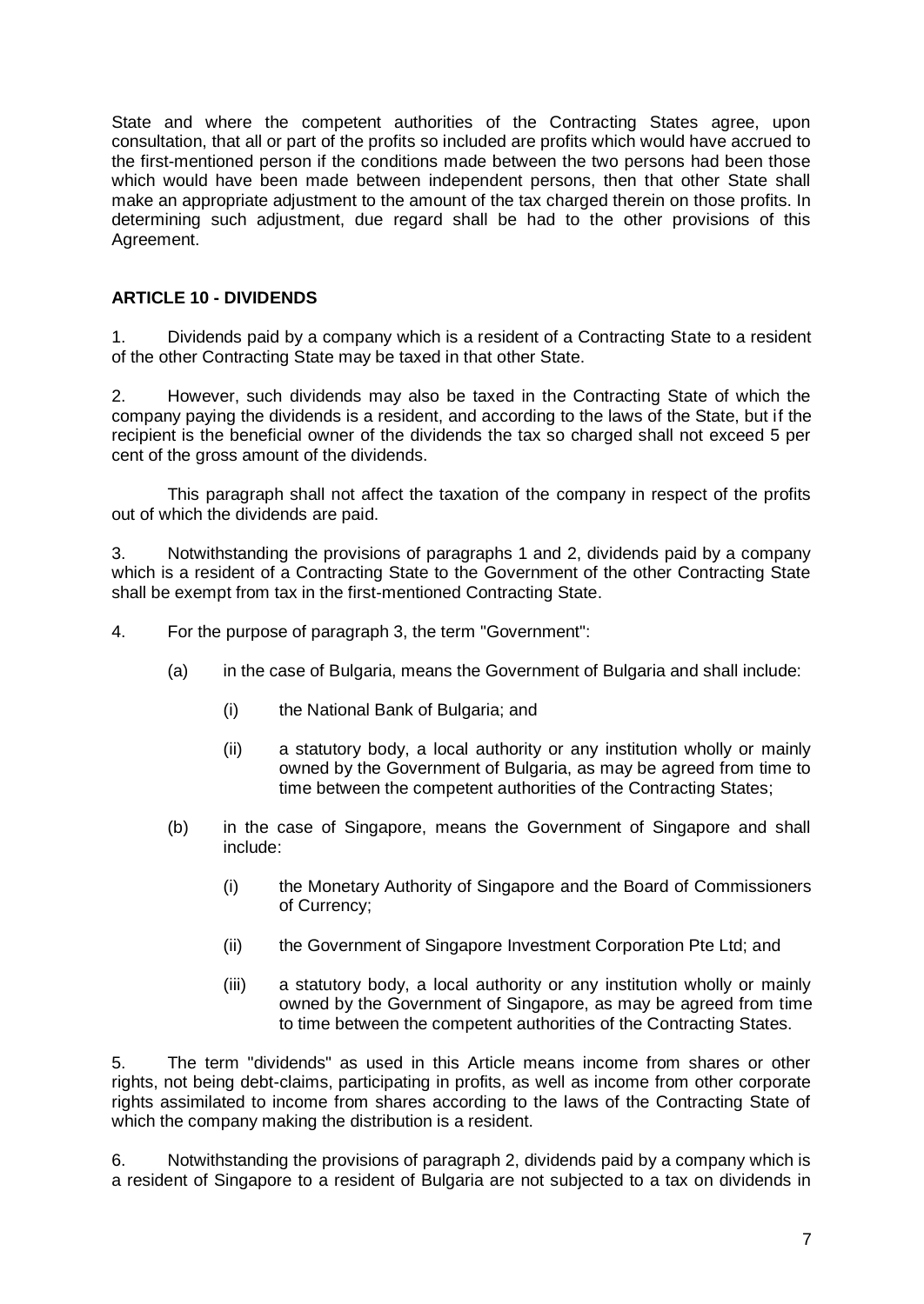State and where the competent authorities of the Contracting States agree, upon consultation, that all or part of the profits so included are profits which would have accrued to the first-mentioned person if the conditions made between the two persons had been those which would have been made between independent persons, then that other State shall make an appropriate adjustment to the amount of the tax charged therein on those profits. In determining such adjustment, due regard shall be had to the other provisions of this Agreement.

**ARTICLE 10 - DIVIDENDS**

1. Dividends paid by a company which is a resident of a Contracting State to a resident of the other Contracting State may be taxed in that other State.

2. However, such dividends may also be taxed in the Contracting State of which the company paying the dividends is a resident, and according to the laws of the State, but if the recipient is the beneficial owner of the dividends the tax so charged shall not exceed 5 per cent of the gross amount of the dividends.

This paragraph shall not affect the taxation of the company in respect of the profits out of which the dividends are paid.

3. Notwithstanding the provisions of paragraphs 1 and 2, dividends paid by a company which is a resident of a Contracting State to the Government of the other Contracting State shall be exempt from tax in the first-mentioned Contracting State.

4. For the purpose of paragraph 3, the term "Government":

   (a) in the case of Bulgaria, means the Government of Bulgaria and shall include:

      (i) the National Bank of Bulgaria; and

      (ii) a statutory body, a local authority or any institution wholly or mainly owned by the Government of Bulgaria, as may be agreed from time to time between the competent authorities of the Contracting States;

   (b) in the case of Singapore, means the Government of Singapore and shall include:

      (i) the Monetary Authority of Singapore and the Board of Commissioners of Currency;

      (ii) the Government of Singapore Investment Corporation Pte Ltd; and

      (iii) a statutory body, a local authority or any institution wholly or mainly owned by the Government of Singapore, as may be agreed from time to time between the competent authorities of the Contracting States.

5. The term "dividends" as used in this Article means income from shares or other rights, not being debt-claims, participating in profits, as well as income from other corporate rights assimilated to income from shares according to the laws of the Contracting State of which the company making the distribution is a resident.

6. Notwithstanding the provisions of paragraph 2, dividends paid by a company which is a resident of Singapore to a resident of Bulgaria are not subjected to a tax on dividends in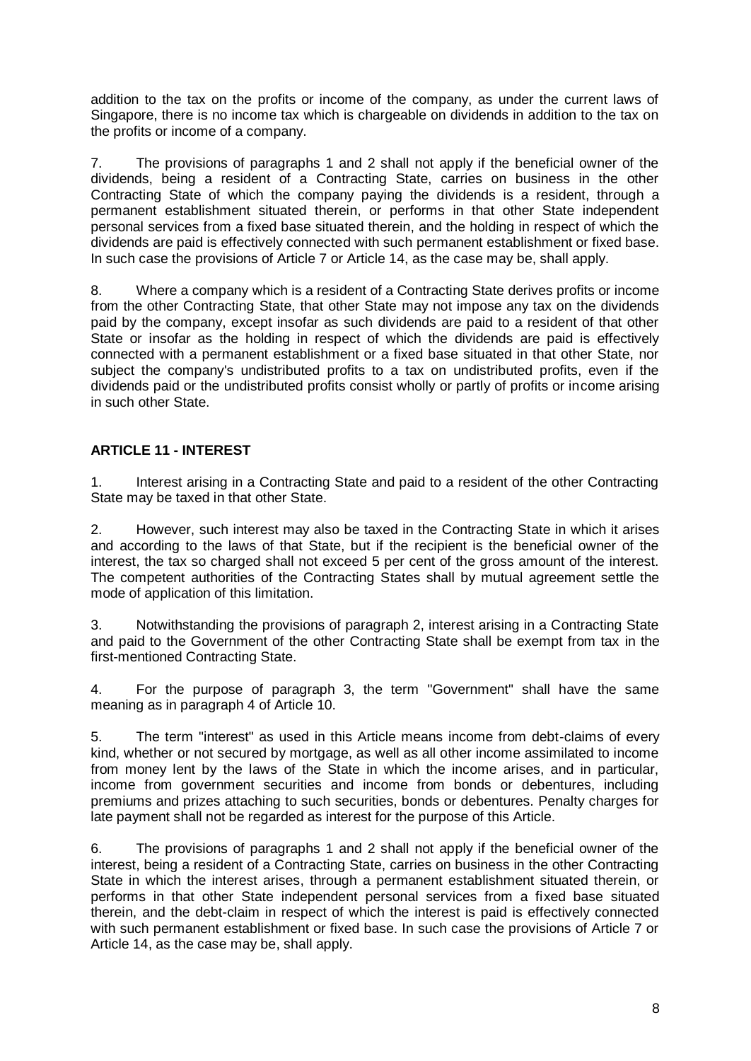addition to the tax on the profits or income of the company, as under the current laws of Singapore, there is no income tax which is chargeable on dividends in addition to the tax on the profits or income of a company.

7. The provisions of paragraphs 1 and 2 shall not apply if the beneficial owner of the dividends, being a resident of a Contracting State, carries on business in the other Contracting State of which the company paying the dividends is a resident, through a permanent establishment situated therein, or performs in that other State independent personal services from a fixed base situated therein, and the holding in respect of which the dividends are paid is effectively connected with such permanent establishment or fixed base. In such case the provisions of Article 7 or Article 14, as the case may be, shall apply.

8. Where a company which is a resident of a Contracting State derives profits or income from the other Contracting State, that other State may not impose any tax on the dividends paid by the company, except insofar as such dividends are paid to a resident of that other State or insofar as the holding in respect of which the dividends are paid is effectively connected with a permanent establishment or a fixed base situated in that other State, nor subject the company's undistributed profits to a tax on undistributed profits, even if the dividends paid or the undistributed profits consist wholly or partly of profits or income arising in such other State.

## ARTICLE 11 - INTEREST

1. Interest arising in a Contracting State and paid to a resident of the other Contracting State may be taxed in that other State.

2. However, such interest may also be taxed in the Contracting State in which it arises and according to the laws of that State, but if the recipient is the beneficial owner of the interest, the tax so charged shall not exceed 5 per cent of the gross amount of the interest. The competent authorities of the Contracting States shall by mutual agreement settle the mode of application of this limitation.

3. Notwithstanding the provisions of paragraph 2, interest arising in a Contracting State and paid to the Government of the other Contracting State shall be exempt from tax in the first-mentioned Contracting State.

4. For the purpose of paragraph 3, the term "Government" shall have the same meaning as in paragraph 4 of Article 10.

5. The term "interest" as used in this Article means income from debt-claims of every kind, whether or not secured by mortgage, as well as all other income assimilated to income from money lent by the laws of the State in which the income arises, and in particular, income from government securities and income from bonds or debentures, including premiums and prizes attaching to such securities, bonds or debentures. Penalty charges for late payment shall not be regarded as interest for the purpose of this Article.

6. The provisions of paragraphs 1 and 2 shall not apply if the beneficial owner of the interest, being a resident of a Contracting State, carries on business in the other Contracting State in which the interest arises, through a permanent establishment situated therein, or performs in that other State independent personal services from a fixed base situated therein, and the debt-claim in respect of which the interest is paid is effectively connected with such permanent establishment or fixed base. In such case the provisions of Article 7 or Article 14, as the case may be, shall apply.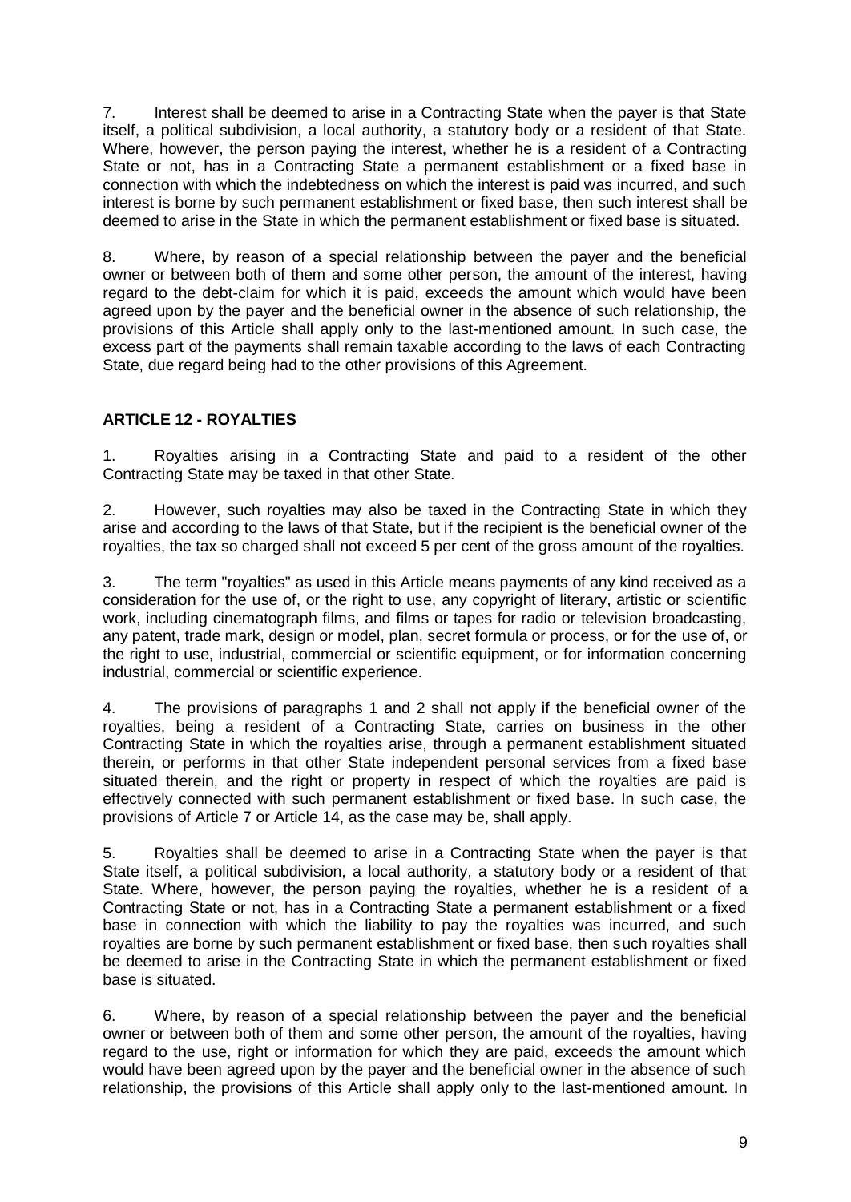7. Interest shall be deemed to arise in a Contracting State when the payer is that State itself, a political subdivision, a local authority, a statutory body or a resident of that State. Where, however, the person paying the interest, whether he is a resident of a Contracting State or not, has in a Contracting State a permanent establishment or a fixed base in connection with which the indebtedness on which the interest is paid was incurred, and such interest is borne by such permanent establishment or fixed base, then such interest shall be deemed to arise in the State in which the permanent establishment or fixed base is situated.

8. Where, by reason of a special relationship between the payer and the beneficial owner or between both of them and some other person, the amount of the interest, having regard to the debt-claim for which it is paid, exceeds the amount which would have been agreed upon by the payer and the beneficial owner in the absence of such relationship, the provisions of this Article shall apply only to the last-mentioned amount. In such case, the excess part of the payments shall remain taxable according to the laws of each Contracting State, due regard being had to the other provisions of this Agreement.

## ARTICLE 12 - ROYALTIES

1. Royalties arising in a Contracting State and paid to a resident of the other Contracting State may be taxed in that other State.

2. However, such royalties may also be taxed in the Contracting State in which they arise and according to the laws of that State, but if the recipient is the beneficial owner of the royalties, the tax so charged shall not exceed 5 per cent of the gross amount of the royalties.

3. The term "royalties" as used in this Article means payments of any kind received as a consideration for the use of, or the right to use, any copyright of literary, artistic or scientific work, including cinematograph films, and films or tapes for radio or television broadcasting, any patent, trade mark, design or model, plan, secret formula or process, or for the use of, or the right to use, industrial, commercial or scientific equipment, or for information concerning industrial, commercial or scientific experience.

4. The provisions of paragraphs 1 and 2 shall not apply if the beneficial owner of the royalties, being a resident of a Contracting State, carries on business in the other Contracting State in which the royalties arise, through a permanent establishment situated therein, or performs in that other State independent personal services from a fixed base situated therein, and the right or property in respect of which the royalties are paid is effectively connected with such permanent establishment or fixed base. In such case, the provisions of Article 7 or Article 14, as the case may be, shall apply.

5. Royalties shall be deemed to arise in a Contracting State when the payer is that State itself, a political subdivision, a local authority, a statutory body or a resident of that State. Where, however, the person paying the royalties, whether he is a resident of a Contracting State or not, has in a Contracting State a permanent establishment or a fixed base in connection with which the liability to pay the royalties was incurred, and such royalties are borne by such permanent establishment or fixed base, then such royalties shall be deemed to arise in the Contracting State in which the permanent establishment or fixed base is situated.

6. Where, by reason of a special relationship between the payer and the beneficial owner or between both of them and some other person, the amount of the royalties, having regard to the use, right or information for which they are paid, exceeds the amount which would have been agreed upon by the payer and the beneficial owner in the absence of such relationship, the provisions of this Article shall apply only to the last-mentioned amount. In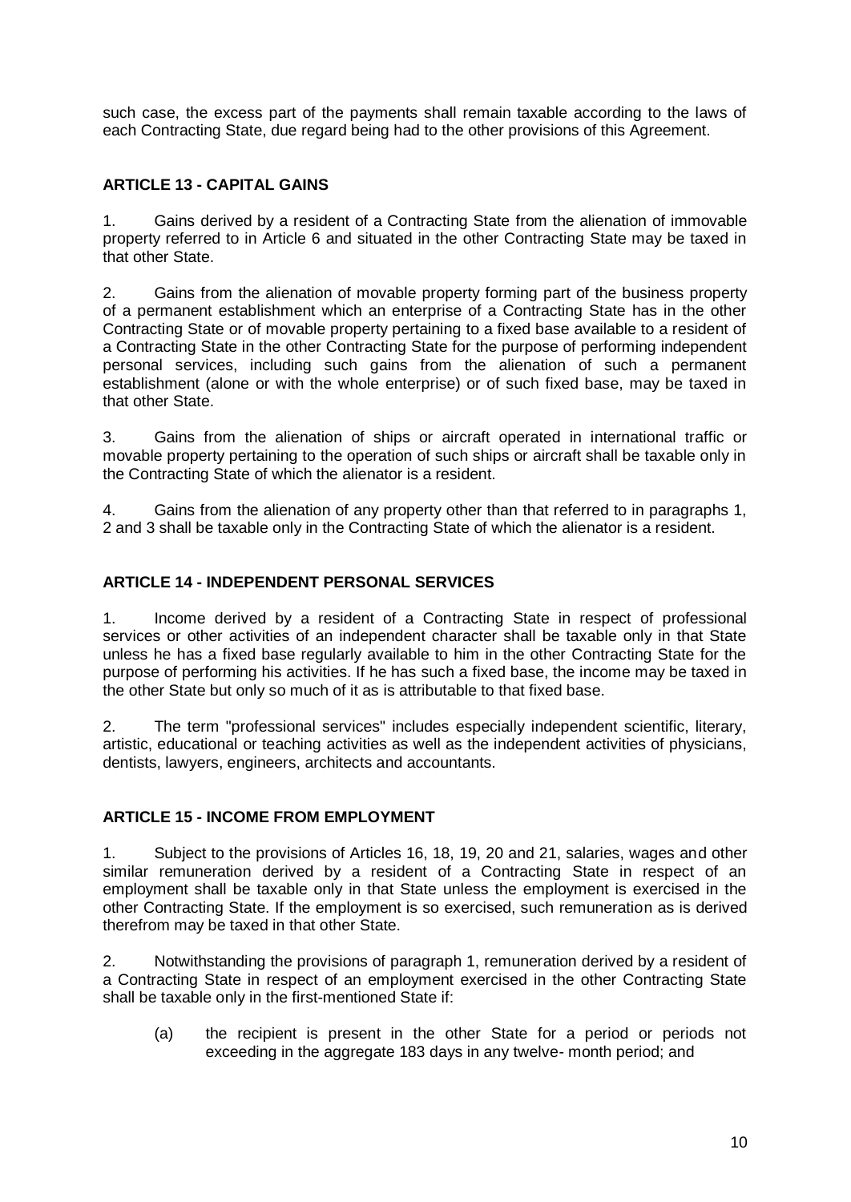such case, the excess part of the payments shall remain taxable according to the laws of each Contracting State, due regard being had to the other provisions of this Agreement.

### ARTICLE 13 - CAPITAL GAINS

1. Gains derived by a resident of a Contracting State from the alienation of immovable property referred to in Article 6 and situated in the other Contracting State may be taxed in that other State.

2. Gains from the alienation of movable property forming part of the business property of a permanent establishment which an enterprise of a Contracting State has in the other Contracting State or of movable property pertaining to a fixed base available to a resident of a Contracting State in the other Contracting State for the purpose of performing independent personal services, including such gains from the alienation of such a permanent establishment (alone or with the whole enterprise) or of such fixed base, may be taxed in that other State.

3. Gains from the alienation of ships or aircraft operated in international traffic or movable property pertaining to the operation of such ships or aircraft shall be taxable only in the Contracting State of which the alienator is a resident.

4. Gains from the alienation of any property other than that referred to in paragraphs 1, 2 and 3 shall be taxable only in the Contracting State of which the alienator is a resident.

### ARTICLE 14 - INDEPENDENT PERSONAL SERVICES

1. Income derived by a resident of a Contracting State in respect of professional services or other activities of an independent character shall be taxable only in that State unless he has a fixed base regularly available to him in the other Contracting State for the purpose of performing his activities. If he has such a fixed base, the income may be taxed in the other State but only so much of it as is attributable to that fixed base.

2. The term "professional services" includes especially independent scientific, literary, artistic, educational or teaching activities as well as the independent activities of physicians, dentists, lawyers, engineers, architects and accountants.

### ARTICLE 15 - INCOME FROM EMPLOYMENT

1. Subject to the provisions of Articles 16, 18, 19, 20 and 21, salaries, wages and other similar remuneration derived by a resident of a Contracting State in respect of an employment shall be taxable only in that State unless the employment is exercised in the other Contracting State. If the employment is so exercised, such remuneration as is derived therefrom may be taxed in that other State.

2. Notwithstanding the provisions of paragraph 1, remuneration derived by a resident of a Contracting State in respect of an employment exercised in the other Contracting State shall be taxable only in the first-mentioned State if:

   (a) the recipient is present in the other State for a period or periods not exceeding in the aggregate 183 days in any twelve- month period; and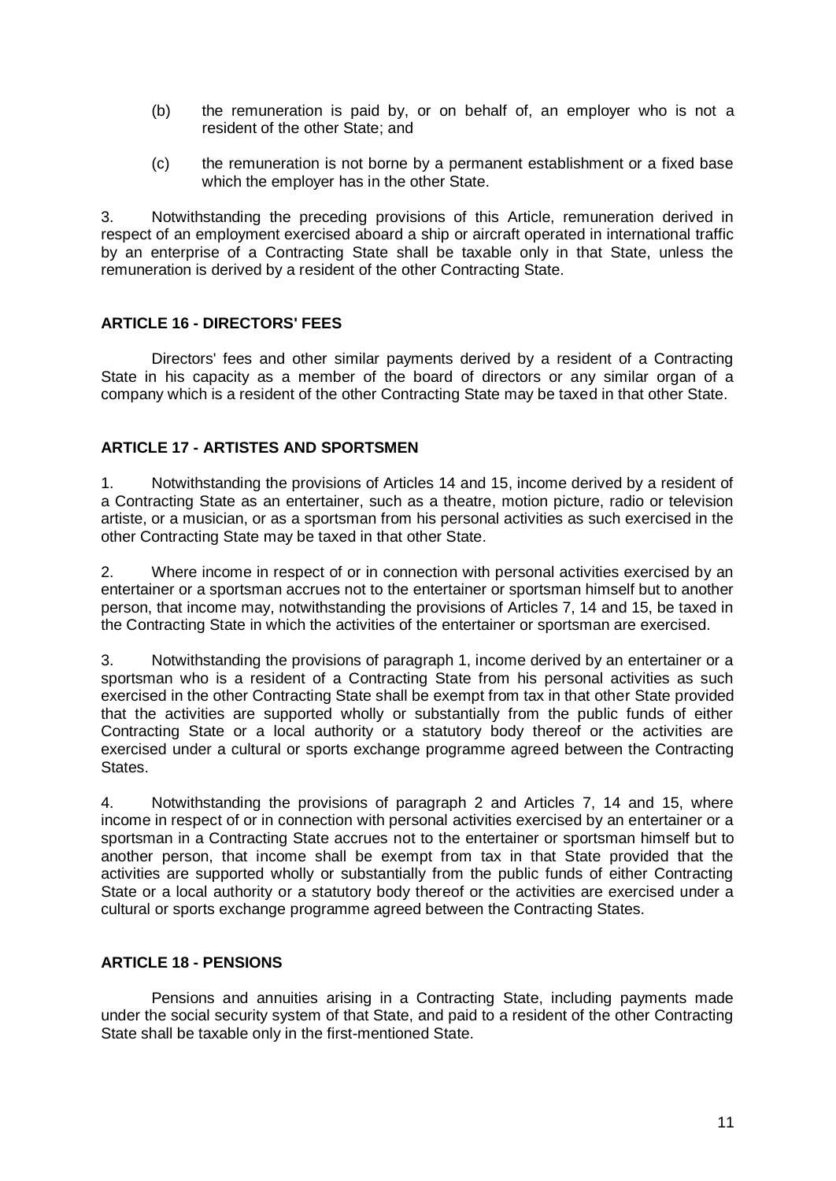(b) the remuneration is paid by, or on behalf of, an employer who is not a resident of the other State; and

(c) the remuneration is not borne by a permanent establishment or a fixed base which the employer has in the other State.

3. Notwithstanding the preceding provisions of this Article, remuneration derived in respect of an employment exercised aboard a ship or aircraft operated in international traffic by an enterprise of a Contracting State shall be taxable only in that State, unless the remuneration is derived by a resident of the other Contracting State.

## ARTICLE 16 - DIRECTORS' FEES

Directors' fees and other similar payments derived by a resident of a Contracting State in his capacity as a member of the board of directors or any similar organ of a company which is a resident of the other Contracting State may be taxed in that other State.

## ARTICLE 17 - ARTISTES AND SPORTSMEN

1. Notwithstanding the provisions of Articles 14 and 15, income derived by a resident of a Contracting State as an entertainer, such as a theatre, motion picture, radio or television artiste, or a musician, or as a sportsman from his personal activities as such exercised in the other Contracting State may be taxed in that other State.

2. Where income in respect of or in connection with personal activities exercised by an entertainer or a sportsman accrues not to the entertainer or sportsman himself but to another person, that income may, notwithstanding the provisions of Articles 7, 14 and 15, be taxed in the Contracting State in which the activities of the entertainer or sportsman are exercised.

3. Notwithstanding the provisions of paragraph 1, income derived by an entertainer or a sportsman who is a resident of a Contracting State from his personal activities as such exercised in the other Contracting State shall be exempt from tax in that other State provided that the activities are supported wholly or substantially from the public funds of either Contracting State or a local authority or a statutory body thereof or the activities are exercised under a cultural or sports exchange programme agreed between the Contracting States.

4. Notwithstanding the provisions of paragraph 2 and Articles 7, 14 and 15, where income in respect of or in connection with personal activities exercised by an entertainer or a sportsman in a Contracting State accrues not to the entertainer or sportsman himself but to another person, that income shall be exempt from tax in that State provided that the activities are supported wholly or substantially from the public funds of either Contracting State or a local authority or a statutory body thereof or the activities are exercised under a cultural or sports exchange programme agreed between the Contracting States.

## ARTICLE 18 - PENSIONS

Pensions and annuities arising in a Contracting State, including payments made under the social security system of that State, and paid to a resident of the other Contracting State shall be taxable only in the first-mentioned State.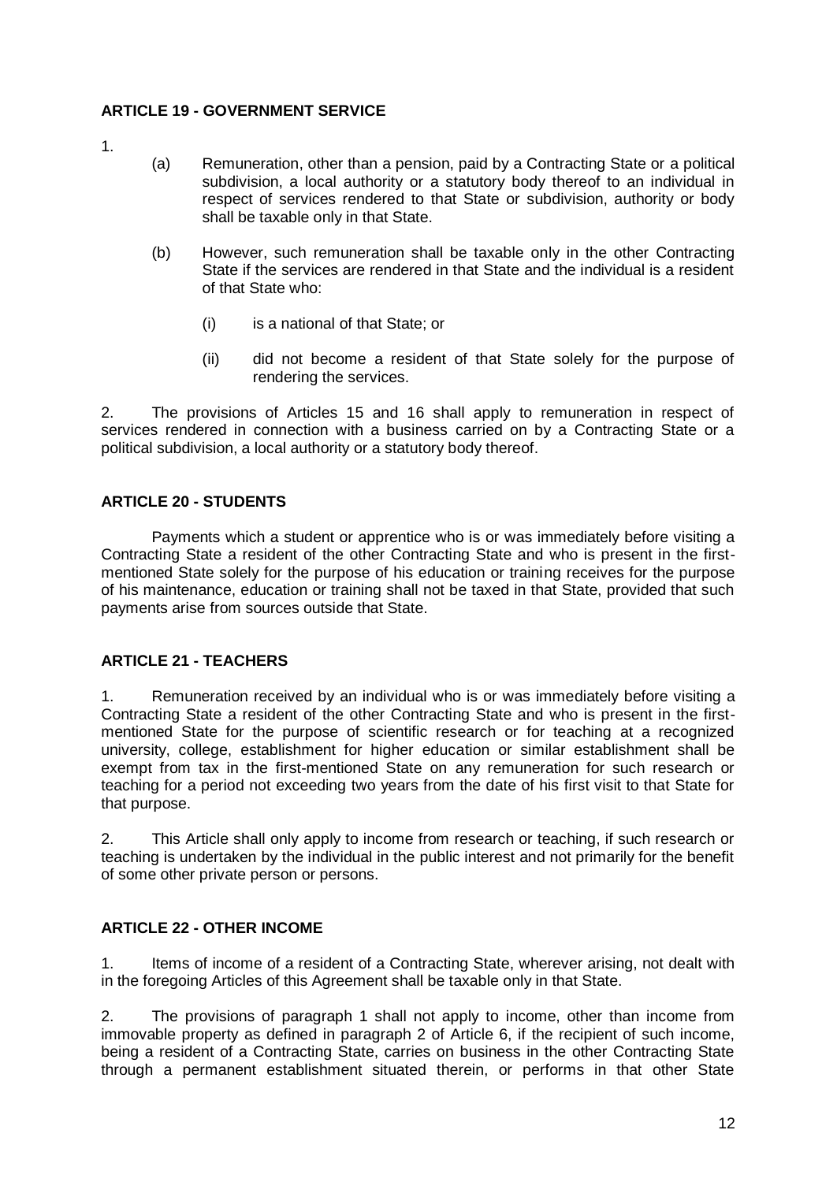**ARTICLE 19 - GOVERNMENT SERVICE**

1.

(a) Remuneration, other than a pension, paid by a Contracting State or a political subdivision, a local authority or a statutory body thereof to an individual in respect of services rendered to that State or subdivision, authority or body shall be taxable only in that State.

(b) However, such remuneration shall be taxable only in the other Contracting State if the services are rendered in that State and the individual is a resident of that State who:

(i) is a national of that State; or

(ii) did not become a resident of that State solely for the purpose of rendering the services.

2. The provisions of Articles 15 and 16 shall apply to remuneration in respect of services rendered in connection with a business carried on by a Contracting State or a political subdivision, a local authority or a statutory body thereof.

**ARTICLE 20 - STUDENTS**

Payments which a student or apprentice who is or was immediately before visiting a Contracting State a resident of the other Contracting State and who is present in the first-mentioned State solely for the purpose of his education or training receives for the purpose of his maintenance, education or training shall not be taxed in that State, provided that such payments arise from sources outside that State.

**ARTICLE 21 - TEACHERS**

1. Remuneration received by an individual who is or was immediately before visiting a Contracting State a resident of the other Contracting State and who is present in the first-mentioned State for the purpose of scientific research or for teaching at a recognized university, college, establishment for higher education or similar establishment shall be exempt from tax in the first-mentioned State on any remuneration for such research or teaching for a period not exceeding two years from the date of his first visit to that State for that purpose.

2. This Article shall only apply to income from research or teaching, if such research or teaching is undertaken by the individual in the public interest and not primarily for the benefit of some other private person or persons.

**ARTICLE 22 - OTHER INCOME**

1. Items of income of a resident of a Contracting State, wherever arising, not dealt with in the foregoing Articles of this Agreement shall be taxable only in that State.

2. The provisions of paragraph 1 shall not apply to income, other than income from immovable property as defined in paragraph 2 of Article 6, if the recipient of such income, being a resident of a Contracting State, carries on business in the other Contracting State through a permanent establishment situated therein, or performs in that other State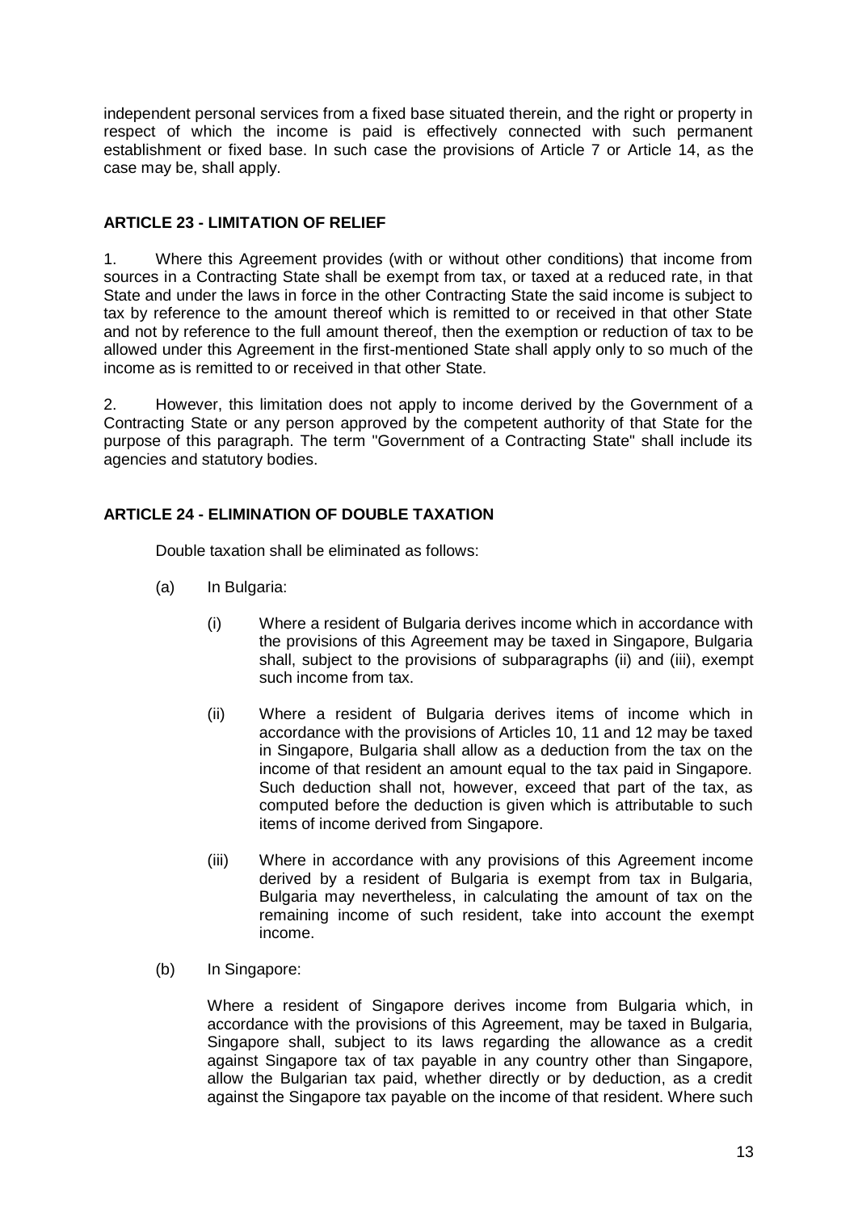independent personal services from a fixed base situated therein, and the right or property in respect of which the income is paid is effectively connected with such permanent establishment or fixed base. In such case the provisions of Article 7 or Article 14, as the case may be, shall apply.

### ARTICLE 23 - LIMITATION OF RELIEF

1. Where this Agreement provides (with or without other conditions) that income from sources in a Contracting State shall be exempt from tax, or taxed at a reduced rate, in that State and under the laws in force in the other Contracting State the said income is subject to tax by reference to the amount thereof which is remitted to or received in that other State and not by reference to the full amount thereof, then the exemption or reduction of tax to be allowed under this Agreement in the first-mentioned State shall apply only to so much of the income as is remitted to or received in that other State.

2. However, this limitation does not apply to income derived by the Government of a Contracting State or any person approved by the competent authority of that State for the purpose of this paragraph. The term "Government of a Contracting State" shall include its agencies and statutory bodies.

### ARTICLE 24 - ELIMINATION OF DOUBLE TAXATION

Double taxation shall be eliminated as follows:

(a) In Bulgaria:

(i) Where a resident of Bulgaria derives income which in accordance with the provisions of this Agreement may be taxed in Singapore, Bulgaria shall, subject to the provisions of subparagraphs (ii) and (iii), exempt such income from tax.

(ii) Where a resident of Bulgaria derives items of income which in accordance with the provisions of Articles 10, 11 and 12 may be taxed in Singapore, Bulgaria shall allow as a deduction from the tax on the income of that resident an amount equal to the tax paid in Singapore. Such deduction shall not, however, exceed that part of the tax, as computed before the deduction is given which is attributable to such items of income derived from Singapore.

(iii) Where in accordance with any provisions of this Agreement income derived by a resident of Bulgaria is exempt from tax in Bulgaria, Bulgaria may nevertheless, in calculating the amount of tax on the remaining income of such resident, take into account the exempt income.

(b) In Singapore:

Where a resident of Singapore derives income from Bulgaria which, in accordance with the provisions of this Agreement, may be taxed in Bulgaria, Singapore shall, subject to its laws regarding the allowance as a credit against Singapore tax of tax payable in any country other than Singapore, allow the Bulgarian tax paid, whether directly or by deduction, as a credit against the Singapore tax payable on the income of that resident. Where such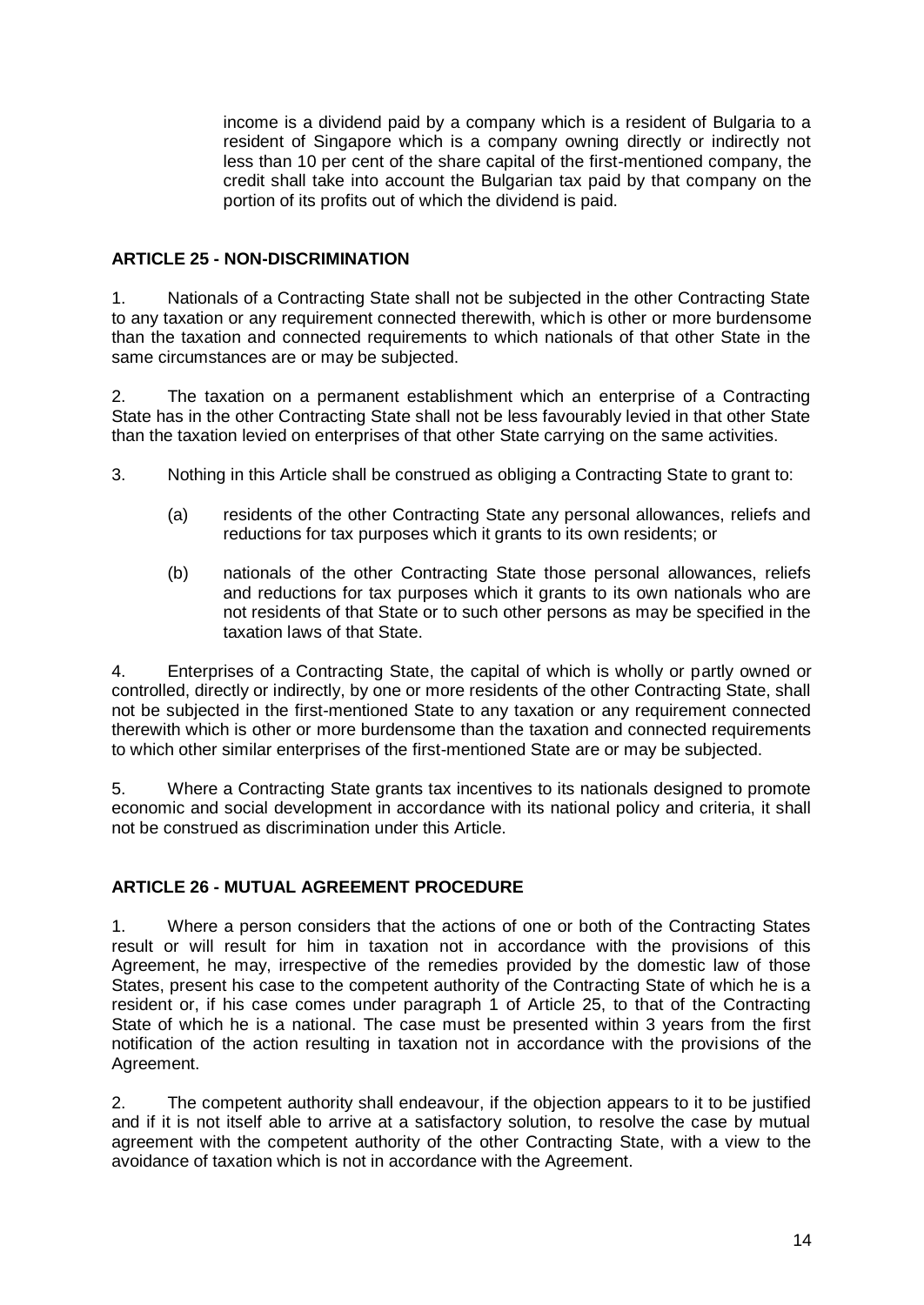income is a dividend paid by a company which is a resident of Bulgaria to a resident of Singapore which is a company owning directly or indirectly not less than 10 per cent of the share capital of the first-mentioned company, the credit shall take into account the Bulgarian tax paid by that company on the portion of its profits out of which the dividend is paid.

## ARTICLE 25 - NON-DISCRIMINATION

1. Nationals of a Contracting State shall not be subjected in the other Contracting State to any taxation or any requirement connected therewith, which is other or more burdensome than the taxation and connected requirements to which nationals of that other State in the same circumstances are or may be subjected.

2. The taxation on a permanent establishment which an enterprise of a Contracting State has in the other Contracting State shall not be less favourably levied in that other State than the taxation levied on enterprises of that other State carrying on the same activities.

3. Nothing in this Article shall be construed as obliging a Contracting State to grant to:

   (a) residents of the other Contracting State any personal allowances, reliefs and reductions for tax purposes which it grants to its own residents; or

   (b) nationals of the other Contracting State those personal allowances, reliefs and reductions for tax purposes which it grants to its own nationals who are not residents of that State or to such other persons as may be specified in the taxation laws of that State.

4. Enterprises of a Contracting State, the capital of which is wholly or partly owned or controlled, directly or indirectly, by one or more residents of the other Contracting State, shall not be subjected in the first-mentioned State to any taxation or any requirement connected therewith which is other or more burdensome than the taxation and connected requirements to which other similar enterprises of the first-mentioned State are or may be subjected.

5. Where a Contracting State grants tax incentives to its nationals designed to promote economic and social development in accordance with its national policy and criteria, it shall not be construed as discrimination under this Article.

## ARTICLE 26 - MUTUAL AGREEMENT PROCEDURE

1. Where a person considers that the actions of one or both of the Contracting States result or will result for him in taxation not in accordance with the provisions of this Agreement, he may, irrespective of the remedies provided by the domestic law of those States, present his case to the competent authority of the Contracting State of which he is a resident or, if his case comes under paragraph 1 of Article 25, to that of the Contracting State of which he is a national. The case must be presented within 3 years from the first notification of the action resulting in taxation not in accordance with the provisions of the Agreement.

2. The competent authority shall endeavour, if the objection appears to it to be justified and if it is not itself able to arrive at a satisfactory solution, to resolve the case by mutual agreement with the competent authority of the other Contracting State, with a view to the avoidance of taxation which is not in accordance with the Agreement.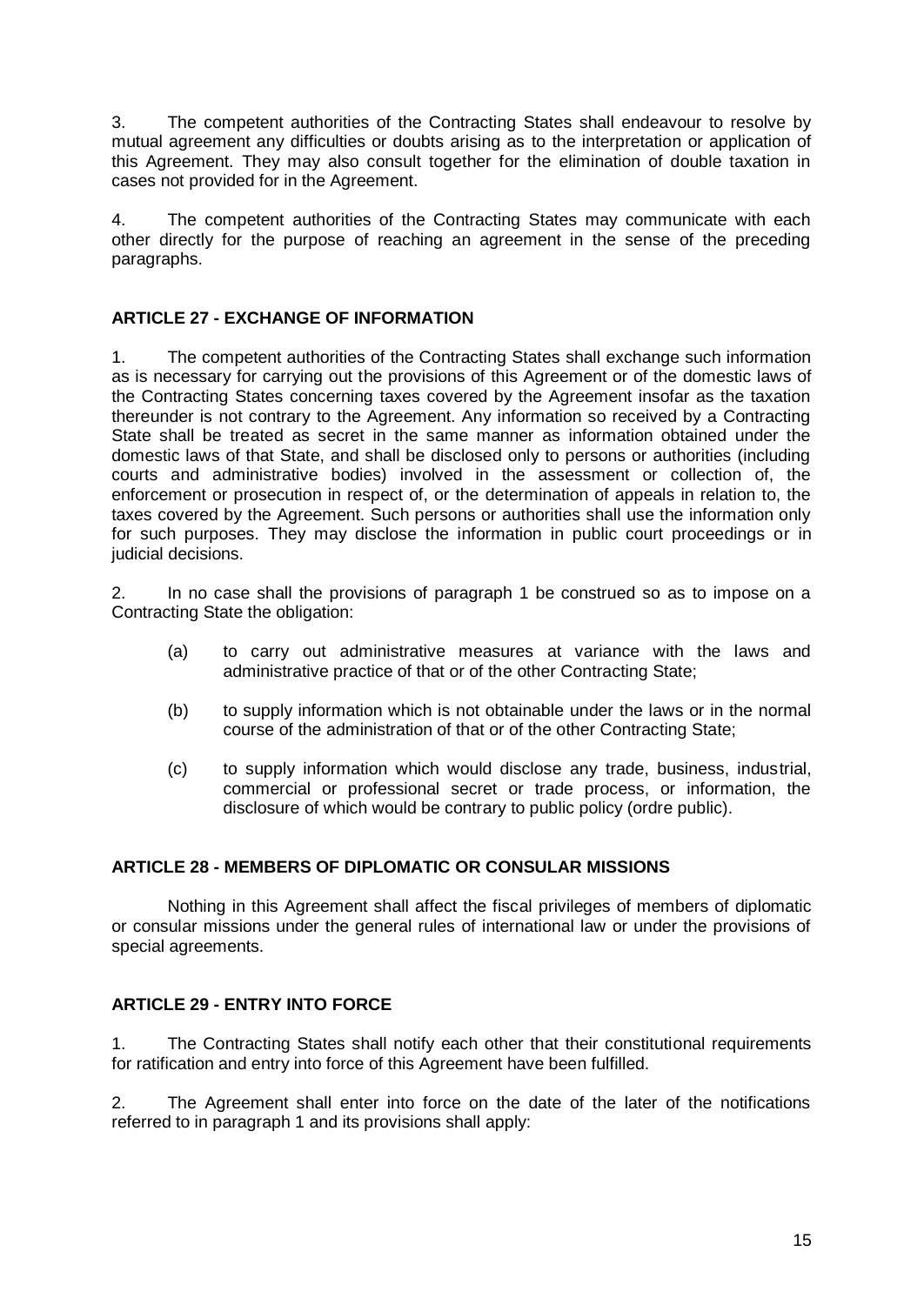3. The competent authorities of the Contracting States shall endeavour to resolve by mutual agreement any difficulties or doubts arising as to the interpretation or application of this Agreement. They may also consult together for the elimination of double taxation in cases not provided for in the Agreement.

4. The competent authorities of the Contracting States may communicate with each other directly for the purpose of reaching an agreement in the sense of the preceding paragraphs.

### ARTICLE 27 - EXCHANGE OF INFORMATION

1. The competent authorities of the Contracting States shall exchange such information as is necessary for carrying out the provisions of this Agreement or of the domestic laws of the Contracting States concerning taxes covered by the Agreement insofar as the taxation thereunder is not contrary to the Agreement. Any information so received by a Contracting State shall be treated as secret in the same manner as information obtained under the domestic laws of that State, and shall be disclosed only to persons or authorities (including courts and administrative bodies) involved in the assessment or collection of, the enforcement or prosecution in respect of, or the determination of appeals in relation to, the taxes covered by the Agreement. Such persons or authorities shall use the information only for such purposes. They may disclose the information in public court proceedings or in judicial decisions.

2. In no case shall the provisions of paragraph 1 be construed so as to impose on a Contracting State the obligation:

(a) to carry out administrative measures at variance with the laws and administrative practice of that or of the other Contracting State;

(b) to supply information which is not obtainable under the laws or in the normal course of the administration of that or of the other Contracting State;

(c) to supply information which would disclose any trade, business, industrial, commercial or professional secret or trade process, or information, the disclosure of which would be contrary to public policy (ordre public).

### ARTICLE 28 - MEMBERS OF DIPLOMATIC OR CONSULAR MISSIONS

Nothing in this Agreement shall affect the fiscal privileges of members of diplomatic or consular missions under the general rules of international law or under the provisions of special agreements.

### ARTICLE 29 - ENTRY INTO FORCE

1. The Contracting States shall notify each other that their constitutional requirements for ratification and entry into force of this Agreement have been fulfilled.

2. The Agreement shall enter into force on the date of the later of the notifications referred to in paragraph 1 and its provisions shall apply: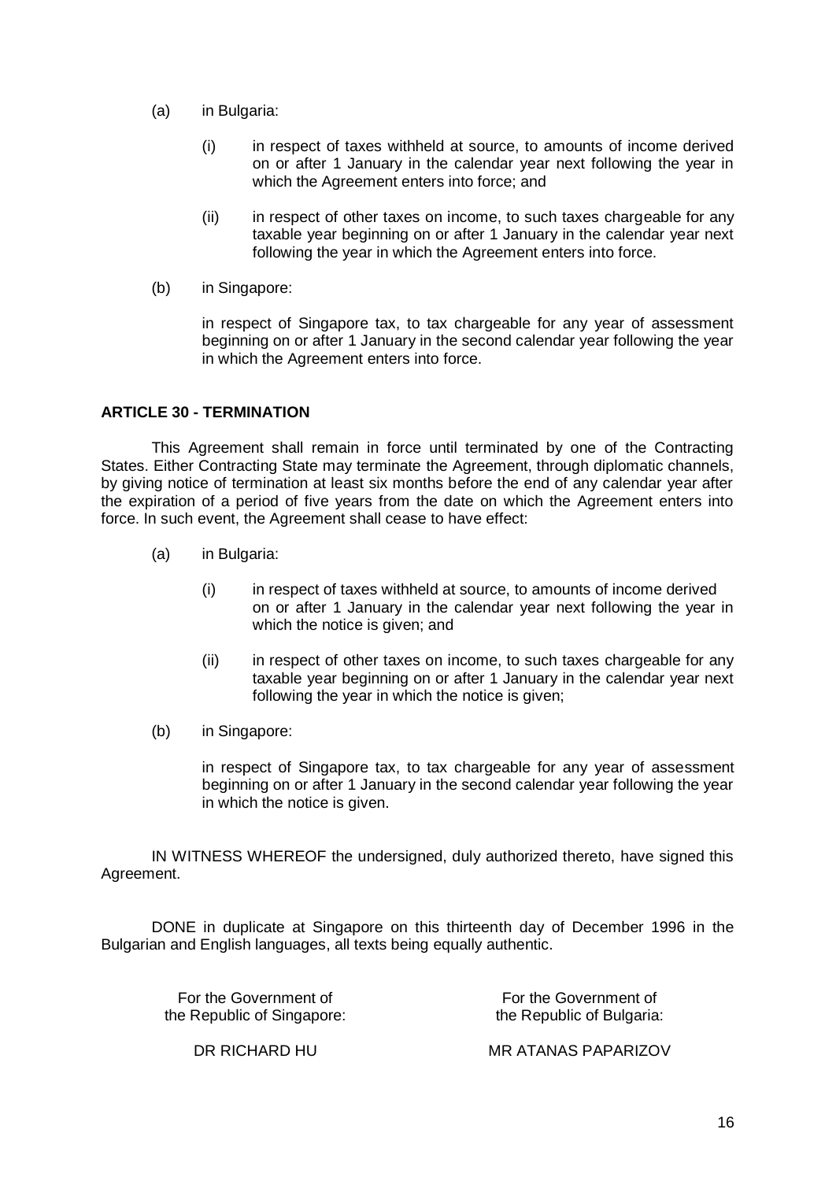(a) in Bulgaria:

   (i) in respect of taxes withheld at source, to amounts of income derived on or after 1 January in the calendar year next following the year in which the Agreement enters into force; and

   (ii) in respect of other taxes on income, to such taxes chargeable for any taxable year beginning on or after 1 January in the calendar year next following the year in which the Agreement enters into force.

(b) in Singapore:

   in respect of Singapore tax, to tax chargeable for any year of assessment beginning on or after 1 January in the second calendar year following the year in which the Agreement enters into force.

**ARTICLE 30 - TERMINATION**

This Agreement shall remain in force until terminated by one of the Contracting States. Either Contracting State may terminate the Agreement, through diplomatic channels, by giving notice of termination at least six months before the end of any calendar year after the expiration of a period of five years from the date on which the Agreement enters into force. In such event, the Agreement shall cease to have effect:

(a) in Bulgaria:

   (i) in respect of taxes withheld at source, to amounts of income derived on or after 1 January in the calendar year next following the year in which the notice is given; and

   (ii) in respect of other taxes on income, to such taxes chargeable for any taxable year beginning on or after 1 January in the calendar year next following the year in which the notice is given;

(b) in Singapore:

   in respect of Singapore tax, to tax chargeable for any year of assessment beginning on or after 1 January in the second calendar year following the year in which the notice is given.

IN WITNESS WHEREOF the undersigned, duly authorized thereto, have signed this Agreement.

DONE in duplicate at Singapore on this thirteenth day of December 1996 in the Bulgarian and English languages, all texts being equally authentic.

| For the Government of the Republic of Singapore: | For the Government of the Republic of Bulgaria: |
|---|---|
| DR RICHARD HU | MR ATANAS PAPARIZOV |